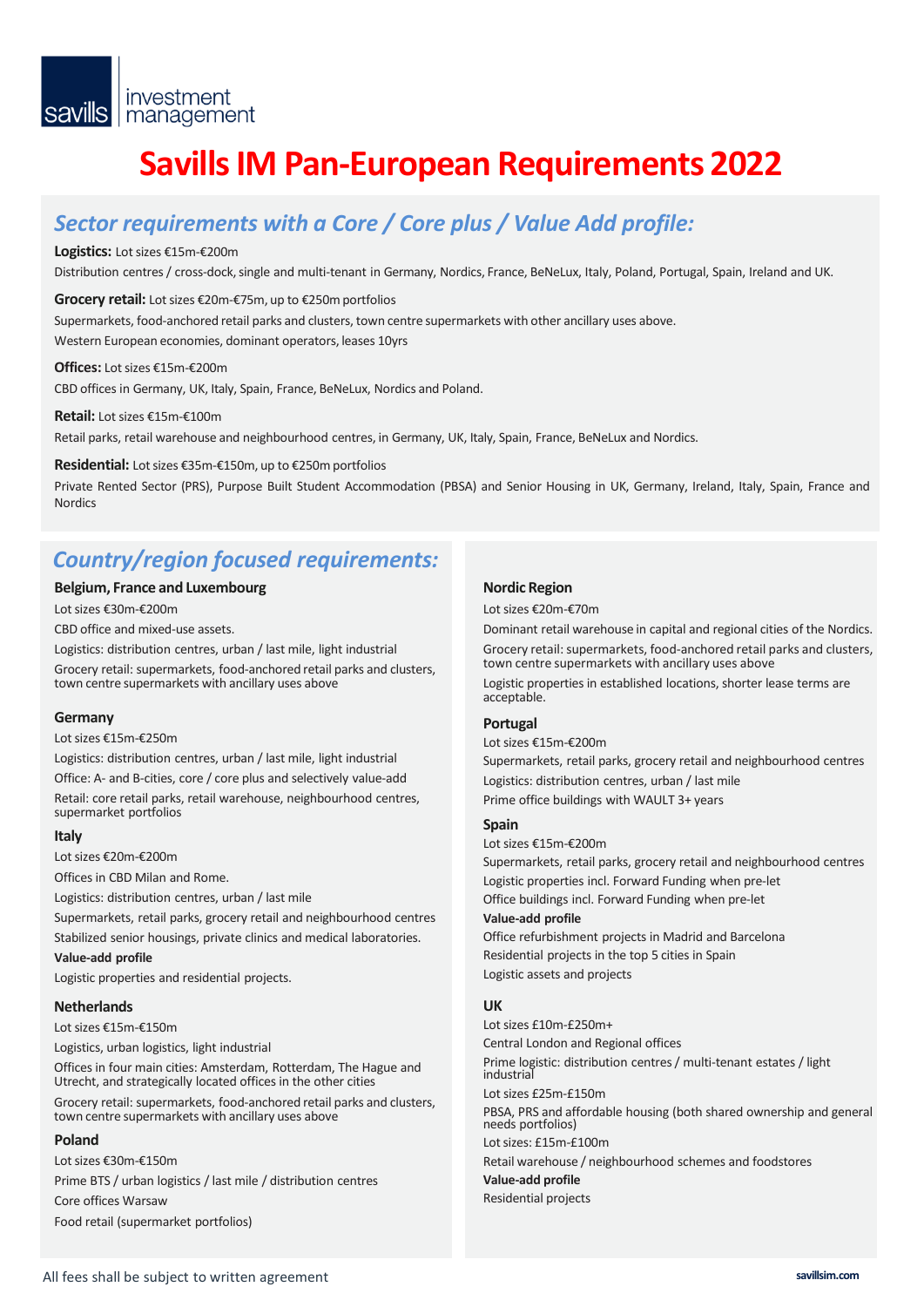savills | investment management

# Savills IM Pan-European Requirements 2022

## *Sector requirements with a Core / Core plus / Value Add profile:*

**Logistics:** Lot sizes €15m-€200m

Distribution centres / cross-dock, single and multi-tenant in Germany, Nordics, France, BeNeLux, Italy, Poland, Portugal, Spain, Ireland and UK.

**Grocery retail:** Lot sizes €20m-€75m, up to €250m portfolios

Supermarkets, food-anchored retail parks and clusters, town centre supermarkets with other ancillary uses above.

Western European economies, dominant operators, leases 10yrs

**Offices:** Lot sizes €15m-€200m

CBD offices in Germany, UK, Italy, Spain, France, BeNeLux, Nordics and Poland.

**Retail:** Lot sizes €15m-€100m

Retail parks, retail warehouse and neighbourhood centres, in Germany, UK, Italy, Spain, France, BeNeLux and Nordics.

**Residential:** Lot sizes €35m-€150m, up to €250m portfolios

Private Rented Sector (PRS), Purpose Built Student Accommodation (PBSA) and Senior Housing in UK, Germany, Ireland, Italy, Spain, France and Nordics

## *Country/region focused requirements:*

### Belgium, France and Luxembourg

Lot sizes €30m-€200m

CBD office and mixed-use assets.

Logistics: distribution centres, urban / last mile, light industrial

Grocery retail: supermarkets, food-anchored retail parks and clusters, town centre supermarkets with ancillary uses above

### Germany

Lot sizes €15m-€250m

Logistics: distribution centres, urban / last mile, light industrial

Office: A- and B-cities, core / core plus and selectively value-add

Retail: core retail parks, retail warehouse, neighbourhood centres, supermarket portfolios

### Italy

Lot sizes €20m-€200m

Offices in CBD Milan and Rome.

Logistics: distribution centres, urban / last mile

Supermarkets, retail parks, grocery retail and neighbourhood centres

Stabilized senior housings, private clinics and medical laboratories.

**Value-add profile**

Logistic properties and residential projects.

### Netherlands

Lot sizes €15m-€150m

Logistics, urban logistics, light industrial

Offices in four main cities: Amsterdam, Rotterdam, The Hague and Utrecht, and strategically located offices in the other cities

Grocery retail: supermarkets, food-anchored retail parks and clusters, town centre supermarkets with ancillary uses above

### Poland

Lot sizes €30m-€150m

Prime BTS / urban logistics / last mile / distribution centres

Core offices Warsaw

Food retail (supermarket portfolios)

### Nordic Region

Lot sizes €20m-€70m

Dominant retail warehouse in capital and regional cities of the Nordics.

Grocery retail: supermarkets, food-anchored retail parks and clusters, town centre supermarkets with ancillary uses above

Logistic properties in established locations, shorter lease terms are acceptable.

### Portugal

Lot sizes €15m-€200m

Supermarkets, retail parks, grocery retail and neighbourhood centres

Logistics: distribution centres, urban / last mile

Prime office buildings with WAULT 3+ years

### Spain

Lot sizes €15m-€200m

Supermarkets, retail parks, grocery retail and neighbourhood centres

Logistic properties incl. Forward Funding when pre-let

Office buildings incl. Forward Funding when pre-let

**Value-add profile**

Office refurbishment projects in Madrid and Barcelona

Residential projects in the top 5 cities in Spain

Logistic assets and projects

### UK

Lot sizes £10m-£250m+

Central London and Regional offices

Prime logistic: distribution centres / multi-tenant estates / light industrial

Lot sizes £25m-£150m

PBSA, PRS and affordable housing (both shared ownership and general needs portfolios)

Lot sizes: £15m-£100m

Retail warehouse / neighbourhood schemes and foodstores

**Value-add profile**

Residential projects

All fees shall be subject to written agreement

savillsim.com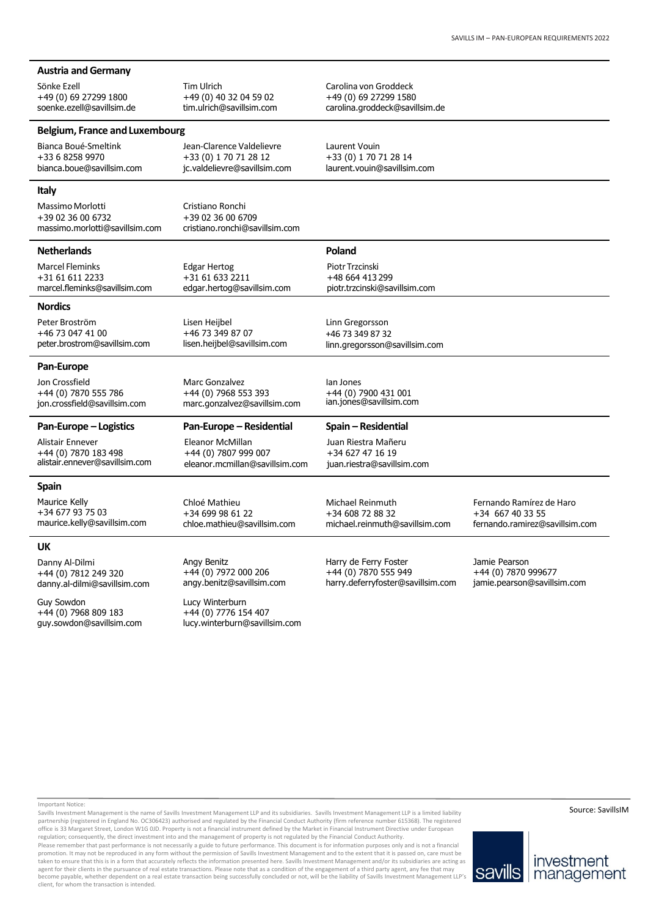## Austria and Germany

Sönke Ezell
+49 (0) 69 27299 1800
soenke.ezell@savillsim.de

Tim Ulrich
+49 (0) 40 32 04 59 02
tim.ulrich@savillsim.com

Carolina von Groddeck
+49 (0) 69 27299 1580
carolina.groddeck@savillsim.de

## Belgium, France and Luxembourg

Bianca Boué-Smeltink
+33 6 8258 9970
bianca.boue@savillsim.com

Jean-Clarence Valdelievre
+33 (0) 1 70 71 28 12
jc.valdelievre@savillsim.com

Laurent Vouin
+33 (0) 1 70 71 28 14
laurent.vouin@savillsim.com

## Italy

Massimo Morlotti
+39 02 36 00 6732
massimo.morlotti@savillsim.com

Cristiano Ronchi
+39 02 36 00 6709
cristiano.ronchi@savillsim.com

## Netherlands

Marcel Fleminks
+31 61 611 2233
marcel.fleminks@savillsim.com

Edgar Hertog
+31 61 633 2211
edgar.hertog@savillsim.com

## Poland

Piotr Trzcinski
+48 664 413 299
piotr.trzcinski@savillsim.com

## Nordics

Peter Broström
+46 73 047 41 00
peter.brostrom@savillsim.com

Lisen Heijbel
+46 73 349 87 07
lisen.heijbel@savillsim.com

Linn Gregorsson
+46 73 349 87 32
linn.gregorsson@savillsim.com

## Pan-Europe

Jon Crossfield
+44 (0) 7870 555 786
jon.crossfield@savillsim.com

Marc Gonzalvez
+44 (0) 7968 553 393
marc.gonzalvez@savillsim.com

Ian Jones
+44 (0) 7900 431 001
ian.jones@savillsim.com

## Pan-Europe – Logistics

Alistair Ennever
+44 (0) 7870 183 498
alistair.ennever@savillsim.com

## Pan-Europe – Residential

Eleanor McMillan
+44 (0) 7807 999 007
eleanor.mcmillan@savillsim.com

## Spain – Residential

Juan Riestra Mañeru
+34 627 47 16 19
juan.riestra@savillsim.com

## Spain

Maurice Kelly
+34 677 93 75 03
maurice.kelly@savillsim.com

Chloé Mathieu
+34 699 98 61 22
chloe.mathieu@savillsim.com

Michael Reinmuth
+34 608 72 88 32
michael.reinmuth@savillsim.com

Fernando Ramírez de Haro
+34 667 40 33 55
fernando.ramirez@savillsim.com

## UK

Danny Al-Dilmi
+44 (0) 7812 249 320
danny.al-dilmi@savillsim.com

Angy Benitz
+44 (0) 7972 000 206
angy.benitz@savillsim.com

Harry de Ferry Foster
+44 (0) 7870 555 949
harry.deferryfoster@savillsim.com

Jamie Pearson
+44 (0) 7870 999677
jamie.pearson@savillsim.com

Guy Sowdon
+44 (0) 7968 809 183
guy.sowdon@savillsim.com

Lucy Winterburn
+44 (0) 7776 154 407
lucy.winterburn@savillsim.com

Important Notice:
Savills Investment Management is the name of Savills Investment Management LLP and its subsidiaries. Savills Investment Management LLP is a limited liability partnership (registered in England No. OC306423) authorised and regulated by the Financial Conduct Authority (firm reference number 615368). The registered office is 33 Margaret Street, London W1G 0JD. Property is not a financial instrument defined by the Market in Financial Instrument Directive under European regulation; consequently, the direct investment into and the management of property is not regulated by the Financial Conduct Authority.
Please remember that past performance is not necessarily a guide to future performance. This document is for information purposes only and is not a financial promotion. It may not be reproduced in any form without the permission of Savills Investment Management and to the extent that it is passed on, care must be taken to ensure that this is in a form that accurately reflects the information presented here. Savills Investment Management and/or its subsidiaries are acting as agent for their clients in the pursuance of real estate transactions. Please note that as a condition of the engagement of a third party agent, any fee that may become payable, whether dependent on a real estate transaction being successfully concluded or not, will be the liability of Savills Investment Management LLP's client, for whom the transaction is intended.

Source: SavillsIM